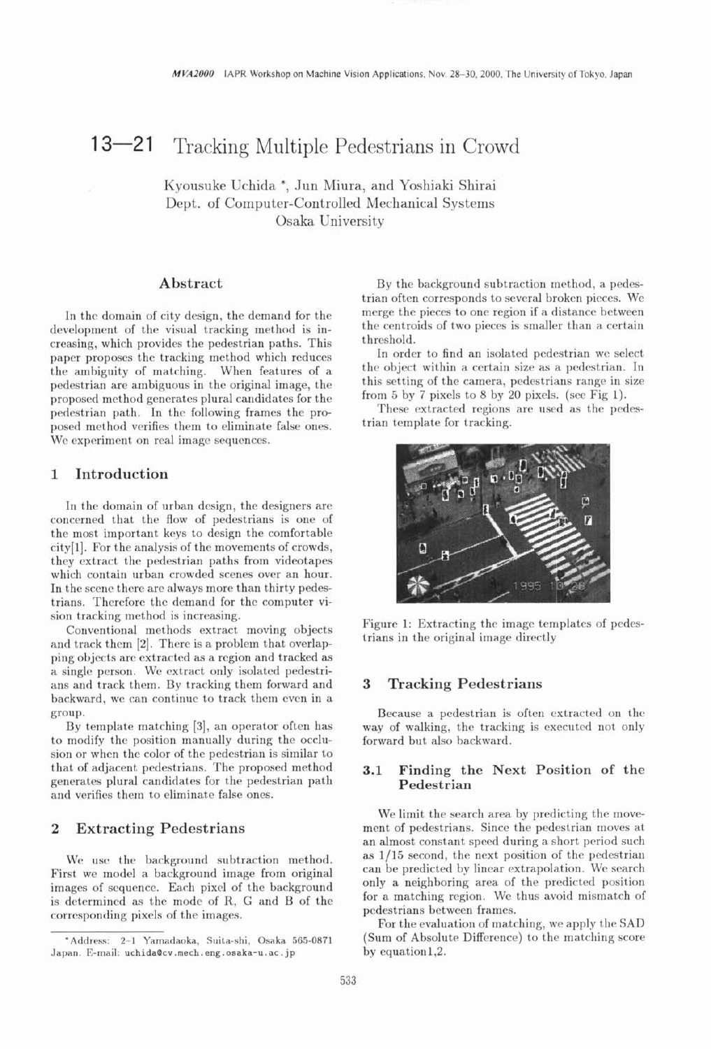# 13—21 Tracking Multiple Pedestrians in Crowd

Kyousuke Uchida *, Jun Miura, and Yoshiaki Shirai
Dept. of Computer-Controlled Mechanical Systems
Osaka University

## Abstract

In the domain of city design, the demand for the development of the visual tracking method is increasing, which provides the pedestrian paths. This paper proposes the tracking method which reduces the ambiguity of matching. When features of a pedestrian are ambiguous in the original image, the proposed method generates plural candidates for the pedestrian path. In the following frames the proposed method verifies them to eliminate false ones. We experiment on real image sequences.

## 1 Introduction

In the domain of urban design, the designers are concerned that the flow of pedestrians is one of the most important keys to design the comfortable city[1]. For the analysis of the movements of crowds, they extract the pedestrian paths from videotapes which contain urban crowded scenes over an hour. In the scene there are always more than thirty pedestrians. Therefore the demand for the computer vision tracking method is increasing.

Conventional methods extract moving objects and track them [2]. There is a problem that overlapping objects are extracted as a region and tracked as a single person. We extract only isolated pedestrians and track them. By tracking them forward and backward, we can continue to track them even in a group.

By template matching [3], an operator often has to modify the position manually during the occlusion or when the color of the pedestrian is similar to that of adjacent pedestrians. The proposed method generates plural candidates for the pedestrian path and verifies them to eliminate false ones.

## 2 Extracting Pedestrians

We use the background subtraction method. First we model a background image from original images of sequence. Each pixel of the background is determined as the mode of R, G and B of the corresponding pixels of the images.

By the background subtraction method, a pedestrian often corresponds to several broken pieces. We merge the pieces to one region if a distance between the centroids of two pieces is smaller than a certain threshold.

In order to find an isolated pedestrian we select the object within a certain size as a pedestrian. In this setting of the camera, pedestrians range in size from 5 by 7 pixels to 8 by 20 pixels. (see Fig 1).

These extracted regions are used as the pedestrian template for tracking.

Figure 1: Extracting the image templates of pedestrians in the original image directly

## 3 Tracking Pedestrians

Because a pedestrian is often extracted on the way of walking, the tracking is executed not only forward but also backward.

### 3.1 Finding the Next Position of the Pedestrian

We limit the search area by predicting the movement of pedestrians. Since the pedestrian moves at an almost constant speed during a short period such as 1/15 second, the next position of the pedestrian can be predicted by linear extrapolation. We search only a neighboring area of the predicted position for a matching region. We thus avoid mismatch of pedestrians between frames.

For the evaluation of matching, we apply the SAD (Sum of Absolute Difference) to the matching score by equation1,2.

*Address: 2-1 Yamadaoka, Suita-shi, Osaka 565-0871 Japan. E-mail: uchida@cv.mech.eng.osaka-u.ac.jp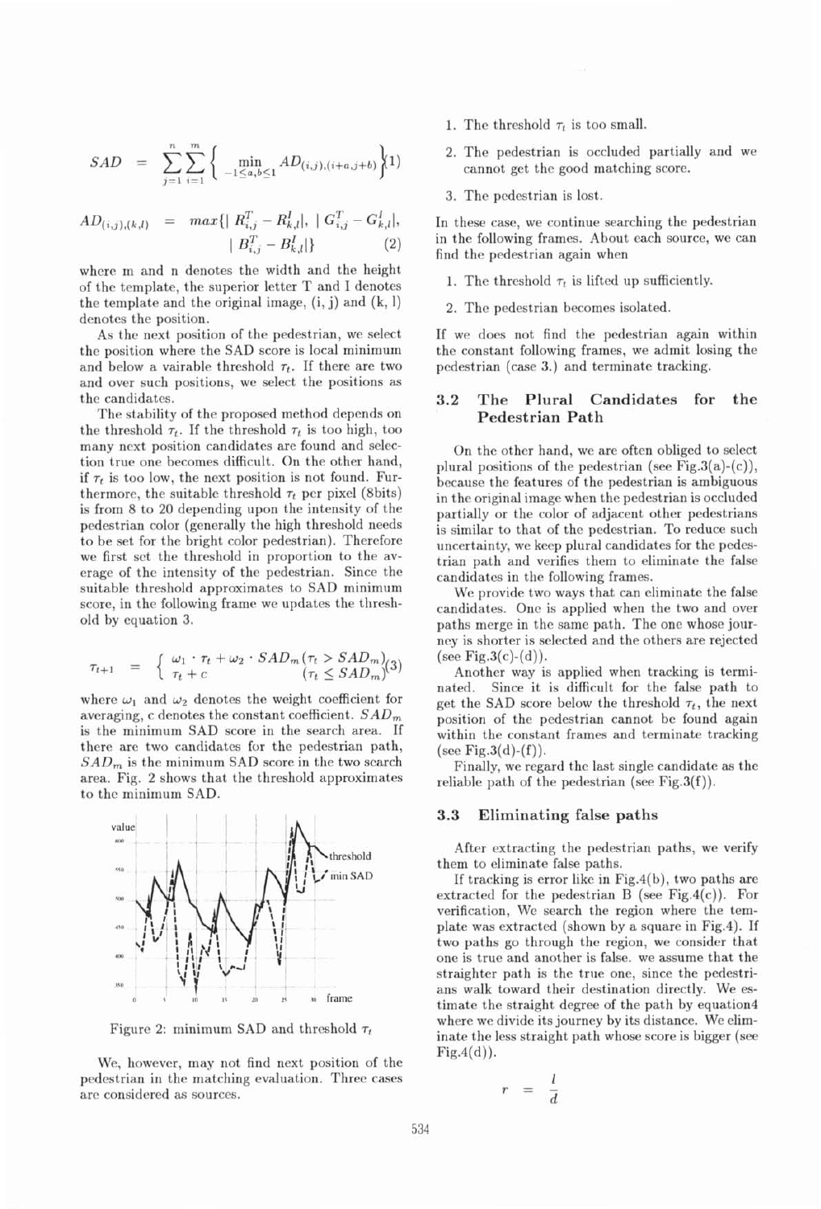$$SAD = \sum_{j=1}^{n}\sum_{i=1}^{m}\left\{\min_{-1\le a,b\le 1} AD_{(i,j),(i+a,j+b)}\right\} \quad (1)$$

$$AD_{(i,j),(k,l)} = max\{| R^T_{i,j} - R^I_{k,l}|,\ | G^T_{i,j} - G^I_{k,l}|,\ | B^T_{i,j} - B^I_{k,l}|\} \quad (2)$$

where m and n denotes the width and the height of the template, the superior letter T and I denotes the template and the original image, (i, j) and (k, l) denotes the position.

As the next position of the pedestrian, we select the position where the SAD score is local minimum and below a vairable threshold $\tau_t$. If there are two and over such positions, we select the positions as the candidates.

The stability of the proposed method depends on the threshold $\tau_t$. If the threshold $\tau_t$ is too high, too many next position candidates are found and selection true one becomes difficult. On the other hand, if $\tau_t$ is too low, the next position is not found. Furthermore, the suitable threshold $\tau_t$ per pixel (8bits) is from 8 to 20 depending upon the intensity of the pedestrian color (generally the high threshold needs to be set for the bright color pedestrian). Therefore we first set the threshold in proportion to the average of the intensity of the pedestrian. Since the suitable threshold approximates to SAD minimum score, in the following frame we updates the threshold by equation 3.

$$\tau_{t+1} = \begin{cases} \omega_1 \cdot \tau_t + \omega_2 \cdot SAD_m & (\tau_t > SAD_m) \\ \tau_t + c & (\tau_t \le SAD_m) \end{cases} \quad (3)$$

where $\omega_1$ and $\omega_2$ denotes the weight coefficient for averaging, c denotes the constant coefficient. $SAD_m$ is the minimum SAD score in the search area. If there are two candidates for the pedestrian path, $SAD_m$ is the minimum SAD score in the two search area. Fig. 2 shows that the threshold approximates to the minimum SAD.

Figure 2: minimum SAD and threshold $\tau_t$

We, however, may not find next position of the pedestrian in the matching evaluation. Three cases are considered as sources.

1. The threshold $\tau_t$ is too small.
2. The pedestrian is occluded partially and we cannot get the good matching score.
3. The pedestrian is lost.

In these case, we continue searching the pedestrian in the following frames. About each source, we can find the pedestrian again when

1. The threshold $\tau_t$ is lifted up sufficiently.
2. The pedestrian becomes isolated.

If we does not find the pedestrian again within the constant following frames, we admit losing the pedestrian (case 3.) and terminate tracking.

### 3.2 The Plural Candidates for the Pedestrian Path

On the other hand, we are often obliged to select plural positions of the pedestrian (see Fig.3(a)-(c)), because the features of the pedestrian is ambiguous in the original image when the pedestrian is occluded partially or the color of adjacent other pedestrians is similar to that of the pedestrian. To reduce such uncertainty, we keep plural candidates for the pedestrian path and verifies them to eliminate the false candidates in the following frames.

We provide two ways that can eliminate the false candidates. One is applied when the two and over paths merge in the same path. The one whose journey is shorter is selected and the others are rejected (see Fig.3(c)-(d)).

Another way is applied when tracking is terminated. Since it is difficult for the false path to get the SAD score below the threshold $\tau_t$, the next position of the pedestrian cannot be found again within the constant frames and terminate tracking (see Fig.3(d)-(f)).

Finally, we regard the last single candidate as the reliable path of the pedestrian (see Fig.3(f)).

### 3.3 Eliminating false paths

After extracting the pedestrian paths, we verify them to eliminate false paths.

If tracking is error like in Fig.4(b), two paths are extracted for the pedestrian B (see Fig.4(c)). For verification, We search the region where the template was extracted (shown by a square in Fig.4). If two paths go through the region, we consider that one is true and another is false. we assume that the straighter path is the true one, since the pedestrians walk toward their destination directly. We estimate the straight degree of the path by equation4 where we divide its journey by its distance. We eliminate the less straight path whose score is bigger (see Fig.4(d)).

$$r = \frac{l}{d}$$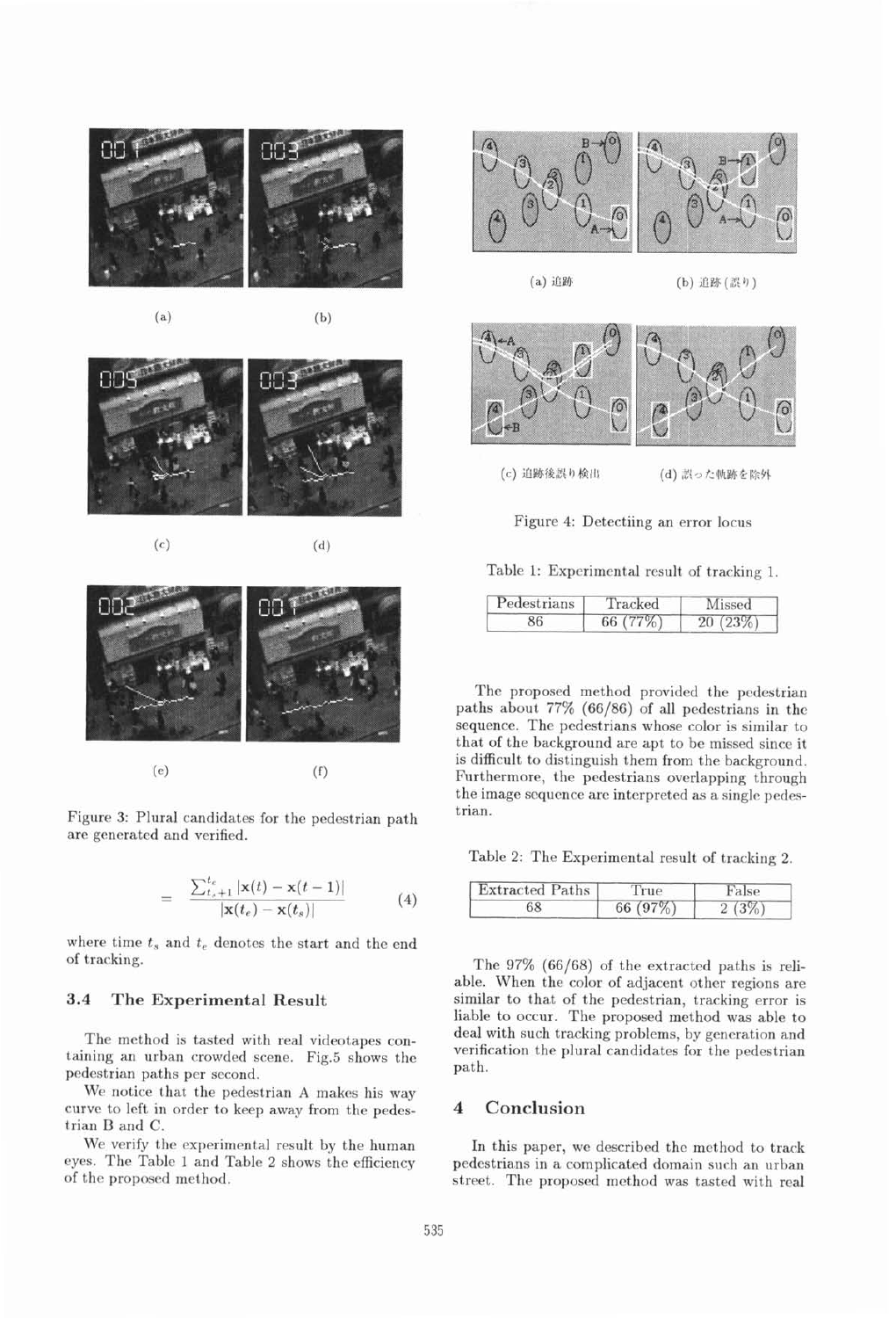(a) (b)

(c) (d)

(e) (f)

Figure 3: Plural candidates for the pedestrian path are generated and verified.

$$= \frac{\sum_{t_s+1}^{t_e} |\mathbf{x}(t) - \mathbf{x}(t-1)|}{|\mathbf{x}(t_e) - \mathbf{x}(t_s)|} \quad (4)$$

where time $t_s$ and $t_e$ denotes the start and the end of tracking.

### 3.4 The Experimental Result

The method is tasted with real videotapes containing an urban crowded scene. Fig.5 shows the pedestrian paths per second.

We notice that the pedestrian A makes his way curve to left in order to keep away from the pedestrian B and C.

We verify the experimental result by the human eyes. The Table 1 and Table 2 shows the efficiency of the proposed method.

(a) 追跡 (b) 追跡(誤り)

(c) 追跡後誤り検出 (d) 誤った軌跡を除外

Figure 4: Detectiing an error locus

Table 1: Experimental result of tracking 1.

| Pedestrians | Tracked | Missed |
|---|---|---|
| 86 | 66 (77%) | 20 (23%) |

The proposed method provided the pedestrian paths about 77% (66/86) of all pedestrians in the sequence. The pedestrians whose color is similar to that of the background are apt to be missed since it is difficult to distinguish them from the background. Furthermore, the pedestrians overlapping through the image sequence are interpreted as a single pedestrian.

Table 2: The Experimental result of tracking 2.

| Extracted Paths | True | False |
|---|---|---|
| 68 | 66 (97%) | 2 (3%) |

The 97% (66/68) of the extracted paths is reliable. When the color of adjacent other regions are similar to that of the pedestrian, tracking error is liable to occur. The proposed method was able to deal with such tracking problems, by generation and verification the plural candidates for the pedestrian path.

## 4 Conclusion

In this paper, we described the method to track pedestrians in a complicated domain such an urban street. The proposed method was tasted with real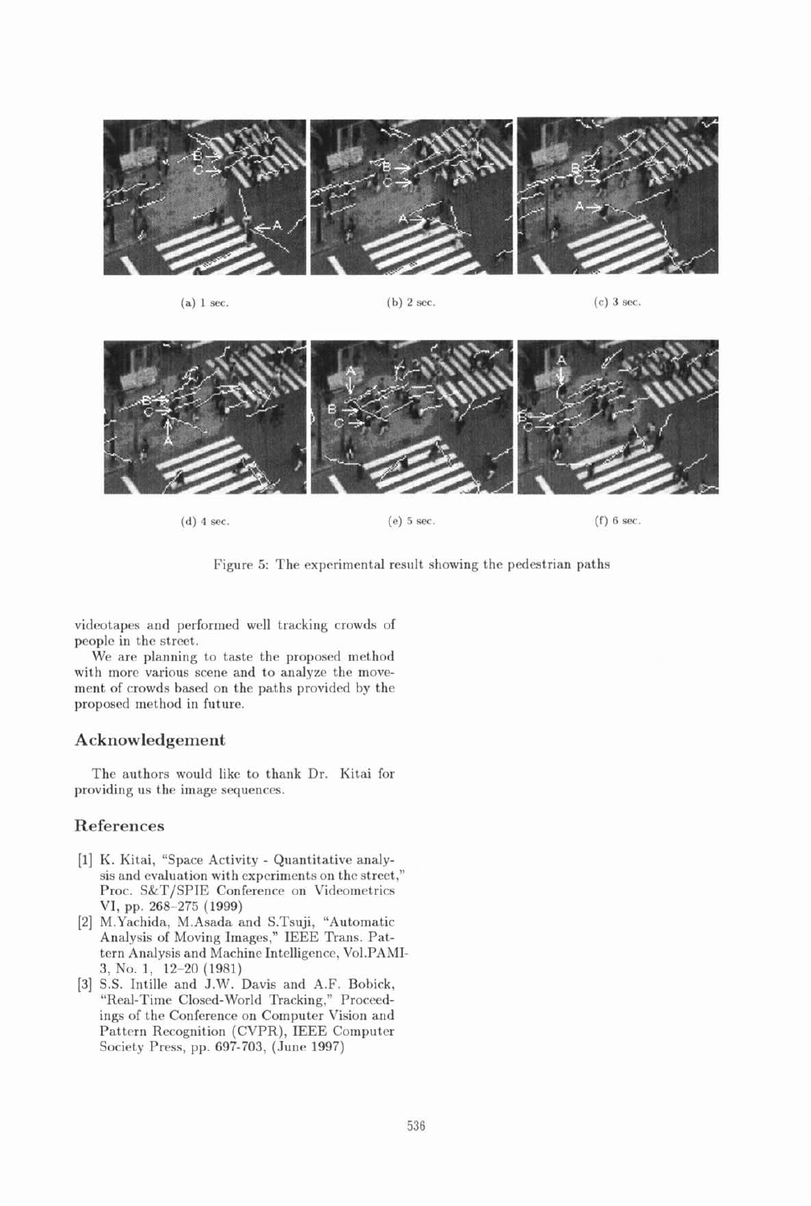(a) 1 sec.

(b) 2 sec.

(c) 3 sec.

(d) 4 sec.

(e) 5 sec.

(f) 6 sec.

Figure 5: The experimental result showing the pedestrian paths

videotapes and performed well tracking crowds of people in the street.

We are planning to taste the proposed method with more various scene and to analyze the movement of crowds based on the paths provided by the proposed method in future.

## Acknowledgement

The authors would like to thank Dr. Kitai for providing us the image sequences.

## References

[1] K. Kitai, "Space Activity - Quantitative analysis and evaluation with experiments on the street," Proc. S&T/SPIE Conference on Videometrics VI, pp. 268–275 (1999)

[2] M.Yachida, M.Asada and S.Tsuji, "Automatic Analysis of Moving Images," IEEE Trans. Pattern Analysis and Machine Intelligence, Vol.PAMI-3, No. 1, 12–20 (1981)

[3] S.S. Intille and J.W. Davis and A.F. Bobick, "Real-Time Closed-World Tracking," Proceedings of the Conference on Computer Vision and Pattern Recognition (CVPR), IEEE Computer Society Press, pp. 697-703, (June 1997)